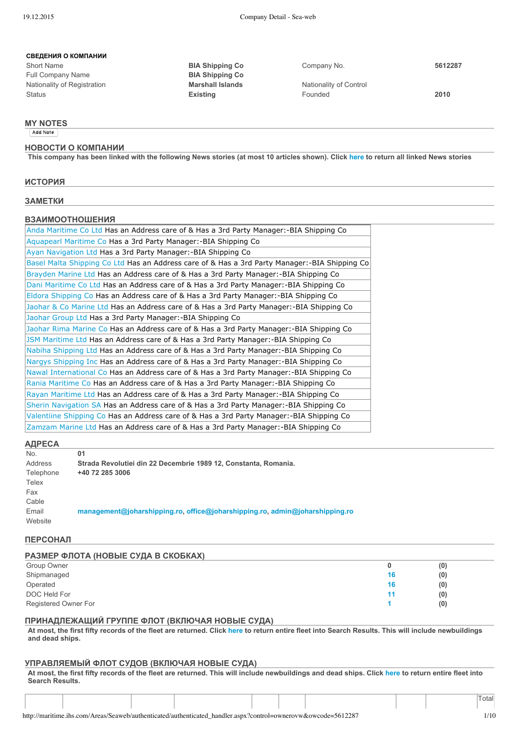## СВЕДЕНИЯ О КОМПАНИИ

| | | | |
|---|---|---|---|
| Short Name | **BIA Shipping Co** | Company No. | **5612287** |
| Full Company Name | **BIA Shipping Co** | | |
| Nationality of Registration | **Marshall Islands** | Nationality of Control | |
| Status | **Existing** | Founded | **2010** |

## MY NOTES

Add Note

## НОВОСТИ О КОМПАНИИ

**This company has been linked with the following News stories (at most 10 articles shown). Click here to return all linked News stories**

## ИСТОРИЯ

## ЗАМЕТКИ

## ВЗАИМООТНОШЕНИЯ

| |
|---|
| Anda Maritime Co Ltd Has an Address care of & Has a 3rd Party Manager:-BIA Shipping Co |
| Aquapearl Maritime Co Has a 3rd Party Manager:-BIA Shipping Co |
| Ayan Navigation Ltd Has a 3rd Party Manager:-BIA Shipping Co |
| Basel Malta Shipping Co Ltd Has an Address care of & Has a 3rd Party Manager:-BIA Shipping Co |
| Brayden Marine Ltd Has an Address care of & Has a 3rd Party Manager:-BIA Shipping Co |
| Dani Maritime Co Ltd Has an Address care of & Has a 3rd Party Manager:-BIA Shipping Co |
| Eldora Shipping Co Has an Address care of & Has a 3rd Party Manager:-BIA Shipping Co |
| Jaohar & Co Marine Ltd Has an Address care of & Has a 3rd Party Manager:-BIA Shipping Co |
| Jaohar Group Ltd Has a 3rd Party Manager:-BIA Shipping Co |
| Jaohar Rima Marine Co Has an Address care of & Has a 3rd Party Manager:-BIA Shipping Co |
| JSM Maritime Ltd Has an Address care of & Has a 3rd Party Manager:-BIA Shipping Co |
| Nabiha Shipping Ltd Has an Address care of & Has a 3rd Party Manager:-BIA Shipping Co |
| Nargys Shipping Inc Has an Address care of & Has a 3rd Party Manager:-BIA Shipping Co |
| Nawal International Co Has an Address care of & Has a 3rd Party Manager:-BIA Shipping Co |
| Rania Maritime Co Has an Address care of & Has a 3rd Party Manager:-BIA Shipping Co |
| Rayan Maritime Ltd Has an Address care of & Has a 3rd Party Manager:-BIA Shipping Co |
| Sherin Navigation SA Has an Address care of & Has a 3rd Party Manager:-BIA Shipping Co |
| Valentiine Shipping Co Has an Address care of & Has a 3rd Party Manager:-BIA Shipping Co |
| Zamzam Marine Ltd Has an Address care of & Has a 3rd Party Manager:-BIA Shipping Co |

## АДРЕСА

| | |
|---|---|
| No. | **01** |
| Address | **Strada Revolutiei din 22 Decembrie 1989 12, Constanta, Romania.** |
| Telephone | **+40 72 285 3006** |
| Telex | |
| Fax | |
| Cable | |
| Email | **management@joharshipping.ro, office@joharshipping.ro, admin@joharshipping.ro** |
| Website | |

## ПЕРСОНАЛ

## РАЗМЕР ФЛОТА (НОВЫЕ СУДА В СКОБКАХ)

| | | |
|---|---|---|
| Group Owner | **0** | **(0)** |
| Shipmanaged | **16** | **(0)** |
| Operated | **16** | **(0)** |
| DOC Held For | **11** | **(0)** |
| Registered Owner For | **1** | **(0)** |

## ПРИНАДЛЕЖАЩИЙ ГРУППЕ ФЛОТ (ВКЛЮЧАЯ НОВЫЕ СУДА)

**At most, the first fifty records of the fleet are returned. Click here to return entire fleet into Search Results. This will include newbuildings and dead ships.**

## УПРАВЛЯЕМЫЙ ФЛОТ СУДОВ (ВКЛЮЧАЯ НОВЫЕ СУДА)

**At most, the first fifty records of the fleet are returned. This will include newbuildings and dead ships. Click here to return entire fleet into Search Results.**

| | | | | | | | | | | Total |
|---|---|---|---|---|---|---|---|---|---|---|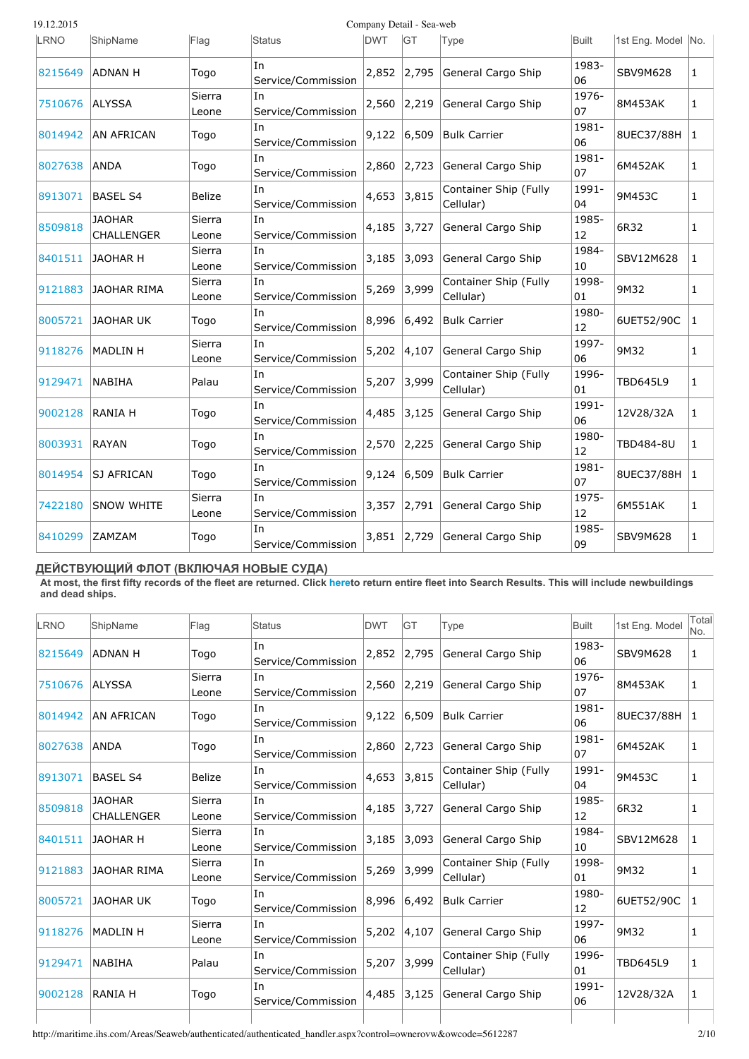| LRNO | ShipName | Flag | Status | DWT | GT | Type | Built | 1st Eng. Model | No. |
|---|---|---|---|---|---|---|---|---|---|
| 8215649 | ADNAN H | Togo | In Service/Commission | 2,852 | 2,795 | General Cargo Ship | 1983-06 | SBV9M628 | 1 |
| 7510676 | ALYSSA | Sierra Leone | In Service/Commission | 2,560 | 2,219 | General Cargo Ship | 1976-07 | 8M453AK | 1 |
| 8014942 | AN AFRICAN | Togo | In Service/Commission | 9,122 | 6,509 | Bulk Carrier | 1981-06 | 8UEC37/88H | 1 |
| 8027638 | ANDA | Togo | In Service/Commission | 2,860 | 2,723 | General Cargo Ship | 1981-07 | 6M452AK | 1 |
| 8913071 | BASEL S4 | Belize | In Service/Commission | 4,653 | 3,815 | Container Ship (Fully Cellular) | 1991-04 | 9M453C | 1 |
| 8509818 | JAOHAR CHALLENGER | Sierra Leone | In Service/Commission | 4,185 | 3,727 | General Cargo Ship | 1985-12 | 6R32 | 1 |
| 8401511 | JAOHAR H | Sierra Leone | In Service/Commission | 3,185 | 3,093 | General Cargo Ship | 1984-10 | SBV12M628 | 1 |
| 9121883 | JAOHAR RIMA | Sierra Leone | In Service/Commission | 5,269 | 3,999 | Container Ship (Fully Cellular) | 1998-01 | 9M32 | 1 |
| 8005721 | JAOHAR UK | Togo | In Service/Commission | 8,996 | 6,492 | Bulk Carrier | 1980-12 | 6UET52/90C | 1 |
| 9118276 | MADLIN H | Sierra Leone | In Service/Commission | 5,202 | 4,107 | General Cargo Ship | 1997-06 | 9M32 | 1 |
| 9129471 | NABIHA | Palau | In Service/Commission | 5,207 | 3,999 | Container Ship (Fully Cellular) | 1996-01 | TBD645L9 | 1 |
| 9002128 | RANIA H | Togo | In Service/Commission | 4,485 | 3,125 | General Cargo Ship | 1991-06 | 12V28/32A | 1 |
| 8003931 | RAYAN | Togo | In Service/Commission | 2,570 | 2,225 | General Cargo Ship | 1980-12 | TBD484-8U | 1 |
| 8014954 | SJ AFRICAN | Togo | In Service/Commission | 9,124 | 6,509 | Bulk Carrier | 1981-07 | 8UEC37/88H | 1 |
| 7422180 | SNOW WHITE | Sierra Leone | In Service/Commission | 3,357 | 2,791 | General Cargo Ship | 1975-12 | 6M551AK | 1 |
| 8410299 | ZAMZAM | Togo | In Service/Commission | 3,851 | 2,729 | General Cargo Ship | 1985-09 | SBV9M628 | 1 |

## ДЕЙСТВУЮЩИЙ ФЛОТ (ВКЛЮЧАЯ НОВЫЕ СУДА)

**At most, the first fifty records of the fleet are returned. Click hereto return entire fleet into Search Results. This will include newbuildings and dead ships.**

| LRNO | ShipName | Flag | Status | DWT | GT | Type | Built | 1st Eng. Model | Total No. |
|---|---|---|---|---|---|---|---|---|---|
| 8215649 | ADNAN H | Togo | In Service/Commission | 2,852 | 2,795 | General Cargo Ship | 1983-06 | SBV9M628 | 1 |
| 7510676 | ALYSSA | Sierra Leone | In Service/Commission | 2,560 | 2,219 | General Cargo Ship | 1976-07 | 8M453AK | 1 |
| 8014942 | AN AFRICAN | Togo | In Service/Commission | 9,122 | 6,509 | Bulk Carrier | 1981-06 | 8UEC37/88H | 1 |
| 8027638 | ANDA | Togo | In Service/Commission | 2,860 | 2,723 | General Cargo Ship | 1981-07 | 6M452AK | 1 |
| 8913071 | BASEL S4 | Belize | In Service/Commission | 4,653 | 3,815 | Container Ship (Fully Cellular) | 1991-04 | 9M453C | 1 |
| 8509818 | JAOHAR CHALLENGER | Sierra Leone | In Service/Commission | 4,185 | 3,727 | General Cargo Ship | 1985-12 | 6R32 | 1 |
| 8401511 | JAOHAR H | Sierra Leone | In Service/Commission | 3,185 | 3,093 | General Cargo Ship | 1984-10 | SBV12M628 | 1 |
| 9121883 | JAOHAR RIMA | Sierra Leone | In Service/Commission | 5,269 | 3,999 | Container Ship (Fully Cellular) | 1998-01 | 9M32 | 1 |
| 8005721 | JAOHAR UK | Togo | In Service/Commission | 8,996 | 6,492 | Bulk Carrier | 1980-12 | 6UET52/90C | 1 |
| 9118276 | MADLIN H | Sierra Leone | In Service/Commission | 5,202 | 4,107 | General Cargo Ship | 1997-06 | 9M32 | 1 |
| 9129471 | NABIHA | Palau | In Service/Commission | 5,207 | 3,999 | Container Ship (Fully Cellular) | 1996-01 | TBD645L9 | 1 |
| 9002128 | RANIA H | Togo | In Service/Commission | 4,485 | 3,125 | General Cargo Ship | 1991-06 | 12V28/32A | 1 |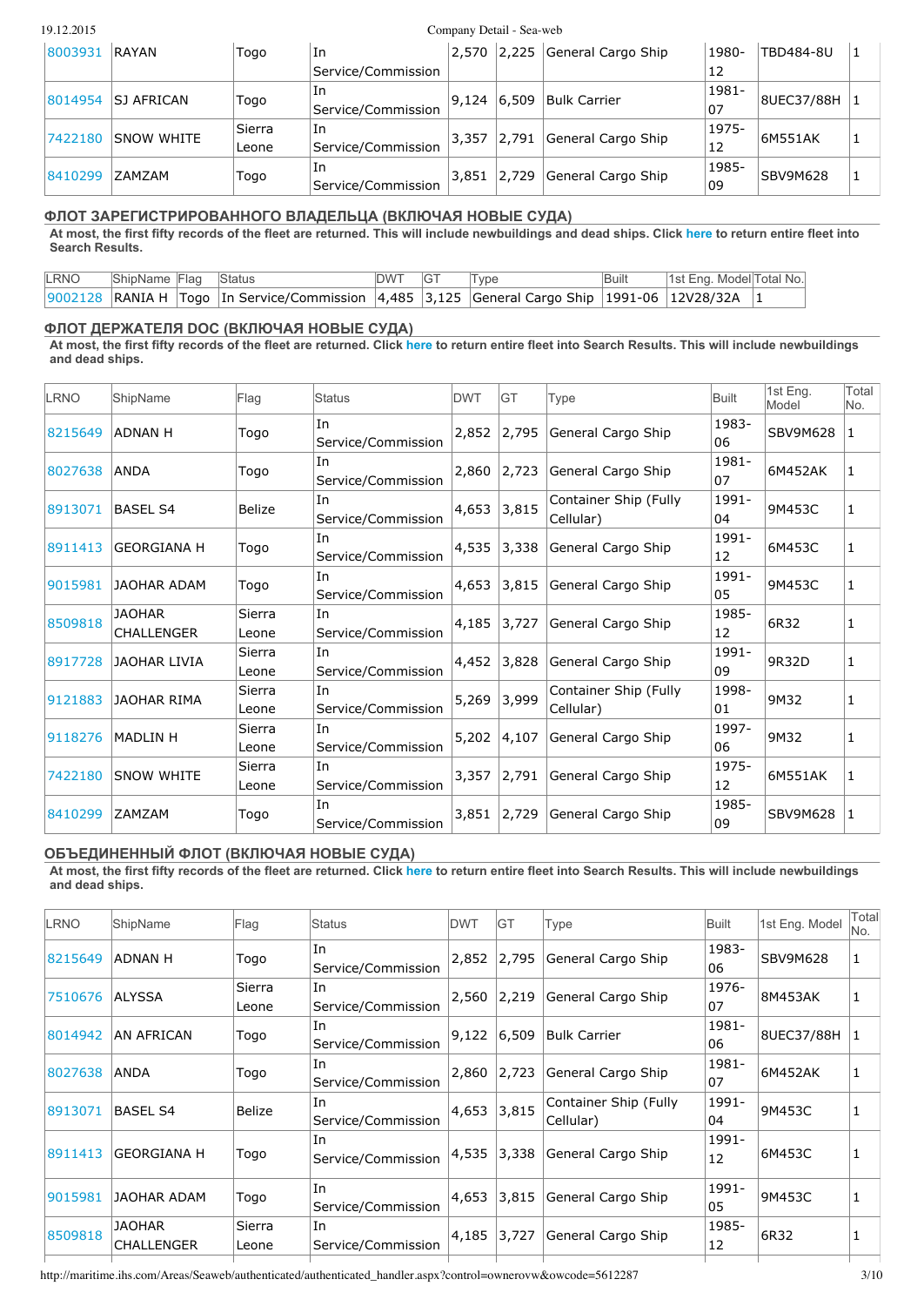| | | | | | | | | | |
|---|---|---|---|---|---|---|---|---|---|
| 8003931 | RAYAN | Togo | In Service/Commission | 2,570 | 2,225 | General Cargo Ship | 1980-12 | TBD484-8U | 1 |
| 8014954 | SJ AFRICAN | Togo | In Service/Commission | 9,124 | 6,509 | Bulk Carrier | 1981-07 | 8UEC37/88H | 1 |
| 7422180 | SNOW WHITE | Sierra Leone | In Service/Commission | 3,357 | 2,791 | General Cargo Ship | 1975-12 | 6M551AK | 1 |
| 8410299 | ZAMZAM | Togo | In Service/Commission | 3,851 | 2,729 | General Cargo Ship | 1985-09 | SBV9M628 | 1 |

## ФЛОТ ЗАРЕГИСТРИРОВАННОГО ВЛАДЕЛЬЦА (ВКЛЮЧАЯ НОВЫЕ СУДА)

**At most, the first fifty records of the fleet are returned. This will include newbuildings and dead ships. Click here to return entire fleet into Search Results.**

| LRNO | ShipName | Flag | Status | DWT | GT | Type | Built | 1st Eng. Model | Total No. |
|---|---|---|---|---|---|---|---|---|---|
| 9002128 | RANIA H | Togo | In Service/Commission | 4,485 | 3,125 | General Cargo Ship | 1991-06 | 12V28/32A | 1 |

## ФЛОТ ДЕРЖАТЕЛЯ DOC (ВКЛЮЧАЯ НОВЫЕ СУДА)

**At most, the first fifty records of the fleet are returned. Click here to return entire fleet into Search Results. This will include newbuildings and dead ships.**

| LRNO | ShipName | Flag | Status | DWT | GT | Type | Built | 1st Eng. Model | Total No. |
|---|---|---|---|---|---|---|---|---|---|
| 8215649 | ADNAN H | Togo | In Service/Commission | 2,852 | 2,795 | General Cargo Ship | 1983-06 | SBV9M628 | 1 |
| 8027638 | ANDA | Togo | In Service/Commission | 2,860 | 2,723 | General Cargo Ship | 1981-07 | 6M452AK | 1 |
| 8913071 | BASEL S4 | Belize | In Service/Commission | 4,653 | 3,815 | Container Ship (Fully Cellular) | 1991-04 | 9M453C | 1 |
| 8911413 | GEORGIANA H | Togo | In Service/Commission | 4,535 | 3,338 | General Cargo Ship | 1991-12 | 6M453C | 1 |
| 9015981 | JAOHAR ADAM | Togo | In Service/Commission | 4,653 | 3,815 | General Cargo Ship | 1991-05 | 9M453C | 1 |
| 8509818 | JAOHAR CHALLENGER | Sierra Leone | In Service/Commission | 4,185 | 3,727 | General Cargo Ship | 1985-12 | 6R32 | 1 |
| 8917728 | JAOHAR LIVIA | Sierra Leone | In Service/Commission | 4,452 | 3,828 | General Cargo Ship | 1991-09 | 9R32D | 1 |
| 9121883 | JAOHAR RIMA | Sierra Leone | In Service/Commission | 5,269 | 3,999 | Container Ship (Fully Cellular) | 1998-01 | 9M32 | 1 |
| 9118276 | MADLIN H | Sierra Leone | In Service/Commission | 5,202 | 4,107 | General Cargo Ship | 1997-06 | 9M32 | 1 |
| 7422180 | SNOW WHITE | Sierra Leone | In Service/Commission | 3,357 | 2,791 | General Cargo Ship | 1975-12 | 6M551AK | 1 |
| 8410299 | ZAMZAM | Togo | In Service/Commission | 3,851 | 2,729 | General Cargo Ship | 1985-09 | SBV9M628 | 1 |

## ОБЪЕДИНЕННЫЙ ФЛОТ (ВКЛЮЧАЯ НОВЫЕ СУДА)

**At most, the first fifty records of the fleet are returned. Click here to return entire fleet into Search Results. This will include newbuildings and dead ships.**

| LRNO | ShipName | Flag | Status | DWT | GT | Type | Built | 1st Eng. Model | Total No. |
|---|---|---|---|---|---|---|---|---|---|
| 8215649 | ADNAN H | Togo | In Service/Commission | 2,852 | 2,795 | General Cargo Ship | 1983-06 | SBV9M628 | 1 |
| 7510676 | ALYSSA | Sierra Leone | In Service/Commission | 2,560 | 2,219 | General Cargo Ship | 1976-07 | 8M453AK | 1 |
| 8014942 | AN AFRICAN | Togo | In Service/Commission | 9,122 | 6,509 | Bulk Carrier | 1981-06 | 8UEC37/88H | 1 |
| 8027638 | ANDA | Togo | In Service/Commission | 2,860 | 2,723 | General Cargo Ship | 1981-07 | 6M452AK | 1 |
| 8913071 | BASEL S4 | Belize | In Service/Commission | 4,653 | 3,815 | Container Ship (Fully Cellular) | 1991-04 | 9M453C | 1 |
| 8911413 | GEORGIANA H | Togo | In Service/Commission | 4,535 | 3,338 | General Cargo Ship | 1991-12 | 6M453C | 1 |
| 9015981 | JAOHAR ADAM | Togo | In Service/Commission | 4,653 | 3,815 | General Cargo Ship | 1991-05 | 9M453C | 1 |
| 8509818 | JAOHAR CHALLENGER | Sierra Leone | In Service/Commission | 4,185 | 3,727 | General Cargo Ship | 1985-12 | 6R32 | 1 |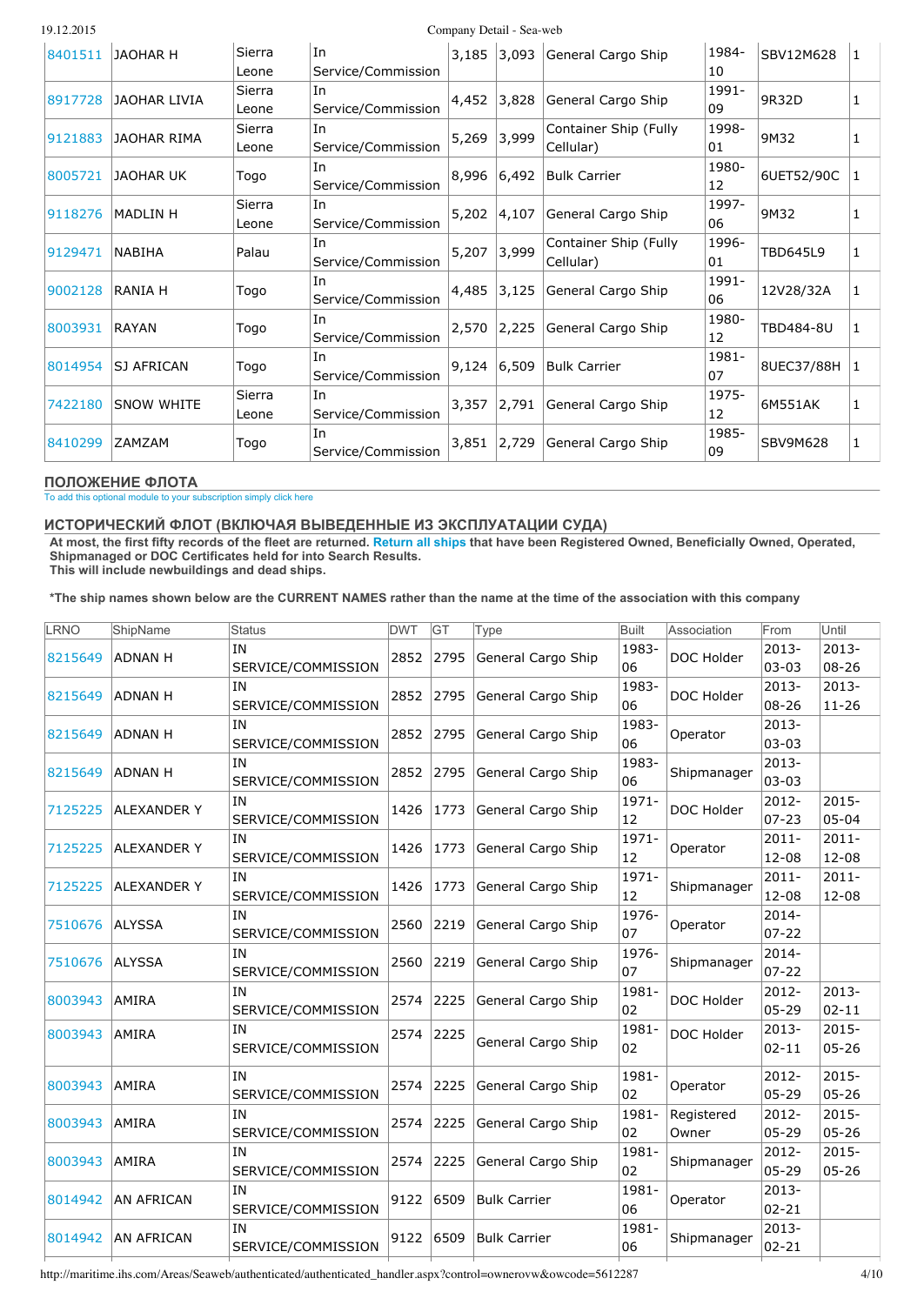| | | | | | | | | | |
|---|---|---|---|---|---|---|---|---|---|
| 8401511 | JAOHAR H | Sierra Leone | In Service/Commission | 3,185 | 3,093 | General Cargo Ship | 1984-10 | SBV12M628 | 1 |
| 8917728 | JAOHAR LIVIA | Sierra Leone | In Service/Commission | 4,452 | 3,828 | General Cargo Ship | 1991-09 | 9R32D | 1 |
| 9121883 | JAOHAR RIMA | Sierra Leone | In Service/Commission | 5,269 | 3,999 | Container Ship (Fully Cellular) | 1998-01 | 9M32 | 1 |
| 8005721 | JAOHAR UK | Togo | In Service/Commission | 8,996 | 6,492 | Bulk Carrier | 1980-12 | 6UET52/90C | 1 |
| 9118276 | MADLIN H | Sierra Leone | In Service/Commission | 5,202 | 4,107 | General Cargo Ship | 1997-06 | 9M32 | 1 |
| 9129471 | NABIHA | Palau | In Service/Commission | 5,207 | 3,999 | Container Ship (Fully Cellular) | 1996-01 | TBD645L9 | 1 |
| 9002128 | RANIA H | Togo | In Service/Commission | 4,485 | 3,125 | General Cargo Ship | 1991-06 | 12V28/32A | 1 |
| 8003931 | RAYAN | Togo | In Service/Commission | 2,570 | 2,225 | General Cargo Ship | 1980-12 | TBD484-8U | 1 |
| 8014954 | SJ AFRICAN | Togo | In Service/Commission | 9,124 | 6,509 | Bulk Carrier | 1981-07 | 8UEC37/88H | 1 |
| 7422180 | SNOW WHITE | Sierra Leone | In Service/Commission | 3,357 | 2,791 | General Cargo Ship | 1975-12 | 6M551AK | 1 |
| 8410299 | ZAMZAM | Togo | In Service/Commission | 3,851 | 2,729 | General Cargo Ship | 1985-09 | SBV9M628 | 1 |

## ПОЛОЖЕНИЕ ФЛОТА

To add this optional module to your subscription simply click here

## ИСТОРИЧЕСКИЙ ФЛОТ (ВКЛЮЧАЯ ВЫВЕДЕННЫЕ ИЗ ЭКСПЛУАТАЦИИ СУДА)

**At most, the first fifty records of the fleet are returned. Return all ships that have been Registered Owned, Beneficially Owned, Operated, Shipmanaged or DOC Certificates held for into Search Results. This will include newbuildings and dead ships.**

***The ship names shown below are the CURRENT NAMES rather than the name at the time of the association with this company**

| LRNO | ShipName | Status | DWT | GT | Type | Built | Association | From | Until |
|---|---|---|---|---|---|---|---|---|---|
| 8215649 | ADNAN H | IN SERVICE/COMMISSION | 2852 | 2795 | General Cargo Ship | 1983-06 | DOC Holder | 2013-03-03 | 2013-08-26 |
| 8215649 | ADNAN H | IN SERVICE/COMMISSION | 2852 | 2795 | General Cargo Ship | 1983-06 | DOC Holder | 2013-08-26 | 2013-11-26 |
| 8215649 | ADNAN H | IN SERVICE/COMMISSION | 2852 | 2795 | General Cargo Ship | 1983-06 | Operator | 2013-03-03 | |
| 8215649 | ADNAN H | IN SERVICE/COMMISSION | 2852 | 2795 | General Cargo Ship | 1983-06 | Shipmanager | 2013-03-03 | |
| 7125225 | ALEXANDER Y | IN SERVICE/COMMISSION | 1426 | 1773 | General Cargo Ship | 1971-12 | DOC Holder | 2012-07-23 | 2015-05-04 |
| 7125225 | ALEXANDER Y | IN SERVICE/COMMISSION | 1426 | 1773 | General Cargo Ship | 1971-12 | Operator | 2011-12-08 | 2011-12-08 |
| 7125225 | ALEXANDER Y | IN SERVICE/COMMISSION | 1426 | 1773 | General Cargo Ship | 1971-12 | Shipmanager | 2011-12-08 | 2011-12-08 |
| 7510676 | ALYSSA | IN SERVICE/COMMISSION | 2560 | 2219 | General Cargo Ship | 1976-07 | Operator | 2014-07-22 | |
| 7510676 | ALYSSA | IN SERVICE/COMMISSION | 2560 | 2219 | General Cargo Ship | 1976-07 | Shipmanager | 2014-07-22 | |
| 8003943 | AMIRA | IN SERVICE/COMMISSION | 2574 | 2225 | General Cargo Ship | 1981-02 | DOC Holder | 2012-05-29 | 2013-02-11 |
| 8003943 | AMIRA | IN SERVICE/COMMISSION | 2574 | 2225 | General Cargo Ship | 1981-02 | DOC Holder | 2013-02-11 | 2015-05-26 |
| 8003943 | AMIRA | IN SERVICE/COMMISSION | 2574 | 2225 | General Cargo Ship | 1981-02 | Operator | 2012-05-29 | 2015-05-26 |
| 8003943 | AMIRA | IN SERVICE/COMMISSION | 2574 | 2225 | General Cargo Ship | 1981-02 | Registered Owner | 2012-05-29 | 2015-05-26 |
| 8003943 | AMIRA | IN SERVICE/COMMISSION | 2574 | 2225 | General Cargo Ship | 1981-02 | Shipmanager | 2012-05-29 | 2015-05-26 |
| 8014942 | AN AFRICAN | IN SERVICE/COMMISSION | 9122 | 6509 | Bulk Carrier | 1981-06 | Operator | 2013-02-21 | |
| 8014942 | AN AFRICAN | IN SERVICE/COMMISSION | 9122 | 6509 | Bulk Carrier | 1981-06 | Shipmanager | 2013-02-21 | |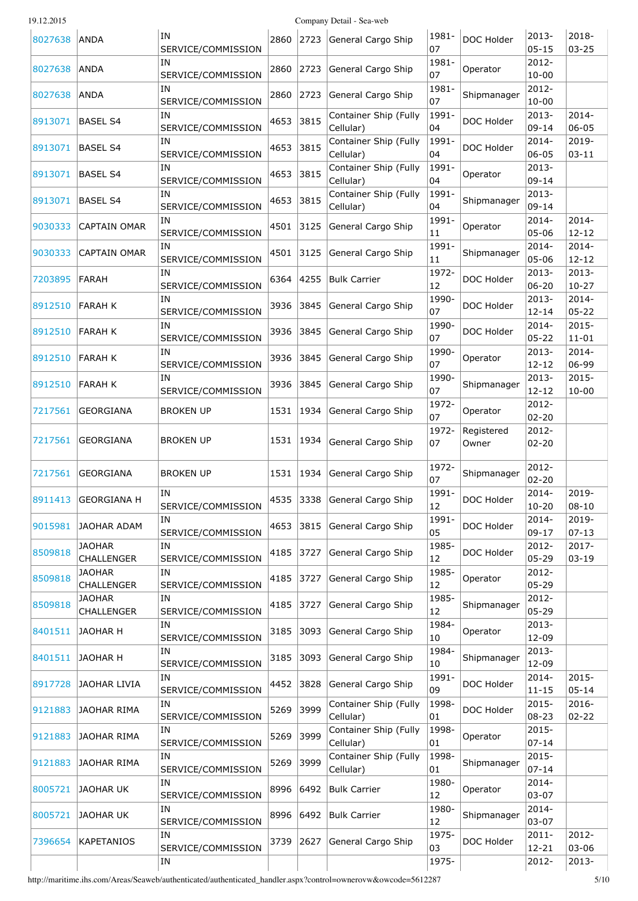| 8027638 | ANDA | IN SERVICE/COMMISSION | 2860 | 2723 | General Cargo Ship | 1981-07 | DOC Holder | 2013-05-15 | 2018-03-25 |
|---|---|---|---|---|---|---|---|---|---|
| 8027638 | ANDA | IN SERVICE/COMMISSION | 2860 | 2723 | General Cargo Ship | 1981-07 | Operator | 2012-10-00 | |
| 8027638 | ANDA | IN SERVICE/COMMISSION | 2860 | 2723 | General Cargo Ship | 1981-07 | Shipmanager | 2012-10-00 | |
| 8913071 | BASEL S4 | IN SERVICE/COMMISSION | 4653 | 3815 | Container Ship (Fully Cellular) | 1991-04 | DOC Holder | 2013-09-14 | 2014-06-05 |
| 8913071 | BASEL S4 | IN SERVICE/COMMISSION | 4653 | 3815 | Container Ship (Fully Cellular) | 1991-04 | DOC Holder | 2014-06-05 | 2019-03-11 |
| 8913071 | BASEL S4 | IN SERVICE/COMMISSION | 4653 | 3815 | Container Ship (Fully Cellular) | 1991-04 | Operator | 2013-09-14 | |
| 8913071 | BASEL S4 | IN SERVICE/COMMISSION | 4653 | 3815 | Container Ship (Fully Cellular) | 1991-04 | Shipmanager | 2013-09-14 | |
| 9030333 | CAPTAIN OMAR | IN SERVICE/COMMISSION | 4501 | 3125 | General Cargo Ship | 1991-11 | Operator | 2014-05-06 | 2014-12-12 |
| 9030333 | CAPTAIN OMAR | IN SERVICE/COMMISSION | 4501 | 3125 | General Cargo Ship | 1991-11 | Shipmanager | 2014-05-06 | 2014-12-12 |
| 7203895 | FARAH | IN SERVICE/COMMISSION | 6364 | 4255 | Bulk Carrier | 1972-12 | DOC Holder | 2013-06-20 | 2013-10-27 |
| 8912510 | FARAH K | IN SERVICE/COMMISSION | 3936 | 3845 | General Cargo Ship | 1990-07 | DOC Holder | 2013-12-14 | 2014-05-22 |
| 8912510 | FARAH K | IN SERVICE/COMMISSION | 3936 | 3845 | General Cargo Ship | 1990-07 | DOC Holder | 2014-05-22 | 2015-11-01 |
| 8912510 | FARAH K | IN SERVICE/COMMISSION | 3936 | 3845 | General Cargo Ship | 1990-07 | Operator | 2013-12-12 | 2014-06-99 |
| 8912510 | FARAH K | IN SERVICE/COMMISSION | 3936 | 3845 | General Cargo Ship | 1990-07 | Shipmanager | 2013-12-12 | 2015-10-00 |
| 7217561 | GEORGIANA | BROKEN UP | 1531 | 1934 | General Cargo Ship | 1972-07 | Operator | 2012-02-20 | |
| 7217561 | GEORGIANA | BROKEN UP | 1531 | 1934 | General Cargo Ship | 1972-07 | Registered Owner | 2012-02-20 | |
| 7217561 | GEORGIANA | BROKEN UP | 1531 | 1934 | General Cargo Ship | 1972-07 | Shipmanager | 2012-02-20 | |
| 8911413 | GEORGIANA H | IN SERVICE/COMMISSION | 4535 | 3338 | General Cargo Ship | 1991-12 | DOC Holder | 2014-10-20 | 2019-08-10 |
| 9015981 | JAOHAR ADAM | IN SERVICE/COMMISSION | 4653 | 3815 | General Cargo Ship | 1991-05 | DOC Holder | 2014-09-17 | 2019-07-13 |
| 8509818 | JAOHAR CHALLENGER | IN SERVICE/COMMISSION | 4185 | 3727 | General Cargo Ship | 1985-12 | DOC Holder | 2012-05-29 | 2017-03-19 |
| 8509818 | JAOHAR CHALLENGER | IN SERVICE/COMMISSION | 4185 | 3727 | General Cargo Ship | 1985-12 | Operator | 2012-05-29 | |
| 8509818 | JAOHAR CHALLENGER | IN SERVICE/COMMISSION | 4185 | 3727 | General Cargo Ship | 1985-12 | Shipmanager | 2012-05-29 | |
| 8401511 | JAOHAR H | IN SERVICE/COMMISSION | 3185 | 3093 | General Cargo Ship | 1984-10 | Operator | 2013-12-09 | |
| 8401511 | JAOHAR H | IN SERVICE/COMMISSION | 3185 | 3093 | General Cargo Ship | 1984-10 | Shipmanager | 2013-12-09 | |
| 8917728 | JAOHAR LIVIA | IN SERVICE/COMMISSION | 4452 | 3828 | General Cargo Ship | 1991-09 | DOC Holder | 2014-11-15 | 2015-05-14 |
| 9121883 | JAOHAR RIMA | IN SERVICE/COMMISSION | 5269 | 3999 | Container Ship (Fully Cellular) | 1998-01 | DOC Holder | 2015-08-23 | 2016-02-22 |
| 9121883 | JAOHAR RIMA | IN SERVICE/COMMISSION | 5269 | 3999 | Container Ship (Fully Cellular) | 1998-01 | Operator | 2015-07-14 | |
| 9121883 | JAOHAR RIMA | IN SERVICE/COMMISSION | 5269 | 3999 | Container Ship (Fully Cellular) | 1998-01 | Shipmanager | 2015-07-14 | |
| 8005721 | JAOHAR UK | IN SERVICE/COMMISSION | 8996 | 6492 | Bulk Carrier | 1980-12 | Operator | 2014-03-07 | |
| 8005721 | JAOHAR UK | IN SERVICE/COMMISSION | 8996 | 6492 | Bulk Carrier | 1980-12 | Shipmanager | 2014-03-07 | |
| 7396654 | KAPETANIOS | IN SERVICE/COMMISSION | 3739 | 2627 | General Cargo Ship | 1975-03 | DOC Holder | 2011-12-21 | 2012-03-06 |
| | | IN | | | | 1975- | | 2012- | 2013- |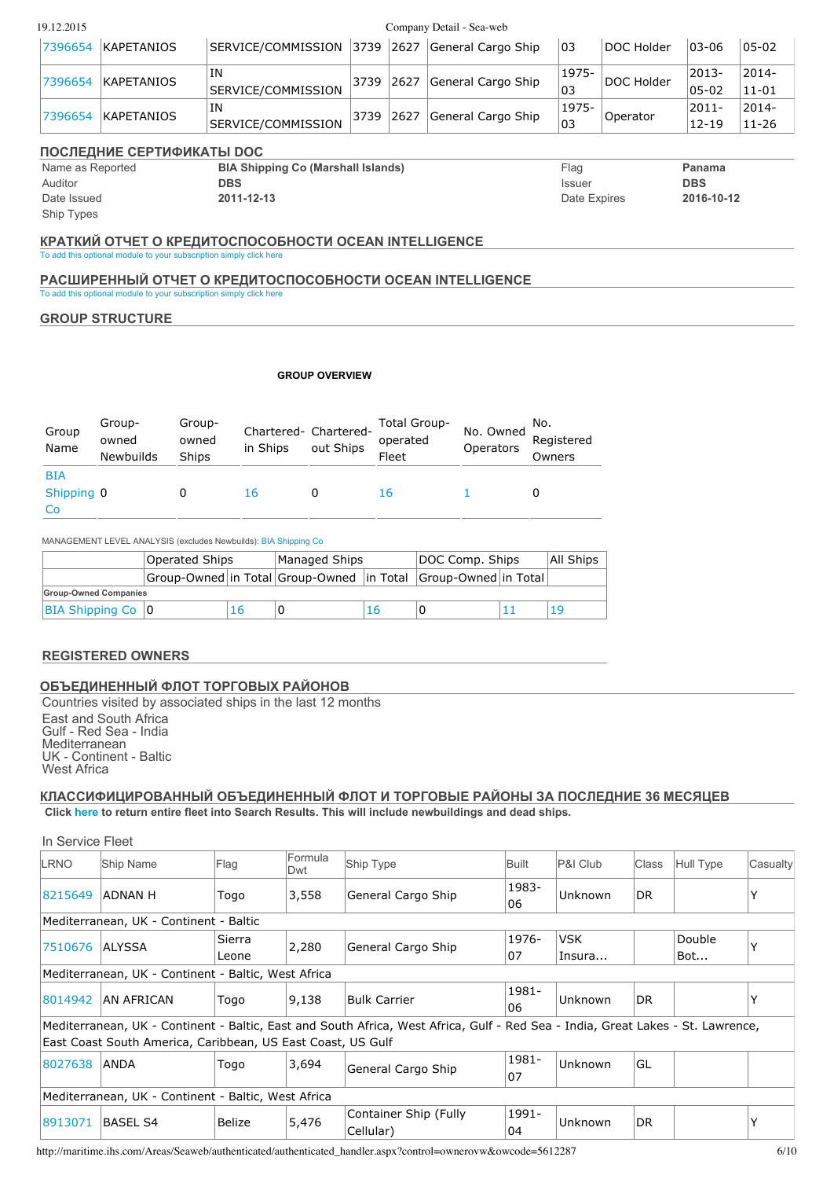| 7396654 | KAPETANIOS | SERVICE/COMMISSION | 3739 | 2627 | General Cargo Ship | 03 | DOC Holder | 03-06 | 05-02 |
|---|---|---|---|---|---|---|---|---|---|
| 7396654 | KAPETANIOS | IN SERVICE/COMMISSION | 3739 | 2627 | General Cargo Ship | 1975-03 | DOC Holder | 2013-05-02 | 2014-11-01 |
| 7396654 | KAPETANIOS | IN SERVICE/COMMISSION | 3739 | 2627 | General Cargo Ship | 1975-03 | Operator | 2011-12-19 | 2014-11-26 |

## ПОСЛЕДНИЕ СЕРТИФИКАТЫ DOC

| | | | |
|---|---|---|---|
| Name as Reported | **BIA Shipping Co (Marshall Islands)** | Flag | **Panama** |
| Auditor | **DBS** | Issuer | **DBS** |
| Date Issued | **2011-12-13** | Date Expires | **2016-10-12** |
| Ship Types | | | |

## КРАТКИЙ ОТЧЕТ О КРЕДИТОСПОСОБНОСТИ OCEAN INTELLIGENCE

To add this optional module to your subscription simply click here

## РАСШИРЕННЫЙ ОТЧЕТ О КРЕДИТОСПОСОБНОСТИ OCEAN INTELLIGENCE

To add this optional module to your subscription simply click here

## GROUP STRUCTURE

**GROUP OVERVIEW**

| Group Name | Group-owned Newbuilds | Group-owned Ships | Chartered-in Ships | Chartered-out Ships | Total Group-operated Fleet | No. Owned Operators | No. Registered Owners |
|---|---|---|---|---|---|---|---|
| BIA Shipping Co | 0 | 0 | 16 | 0 | 16 | 1 | 0 |

MANAGEMENT LEVEL ANALYSIS (excludes Newbuilds): BIA Shipping Co

| | Operated Ships | | Managed Ships | | DOC Comp. Ships | | All Ships |
|---|---|---|---|---|---|---|---|
| | Group-Owned | in Total | Group-Owned | in Total | Group-Owned | in Total | |
| **Group-Owned Companies** | | | | | | | |
| BIA Shipping Co | 0 | 16 | 0 | 16 | 0 | 11 | 19 |

## REGISTERED OWNERS

## ОБЪЕДИНЕННЫЙ ФЛОТ ТОРГОВЫХ РАЙОНОВ

Countries visited by associated ships in the last 12 months

East and South Africa
Gulf - Red Sea - India
Mediterranean
UK - Continent - Baltic
West Africa

## КЛАССИФИЦИРОВАННЫЙ ОБЪЕДИНЕННЫЙ ФЛОТ И ТОРГОВЫЕ РАЙОНЫ ЗА ПОСЛЕДНИЕ 36 МЕСЯЦЕВ

**Click here to return entire fleet into Search Results. This will include newbuildings and dead ships.**

In Service Fleet

| LRNO | Ship Name | Flag | Formula Dwt | Ship Type | Built | P&I Club | Class | Hull Type | Casualty |
|---|---|---|---|---|---|---|---|---|---|
| 8215649 | ADNAN H | Togo | 3,558 | General Cargo Ship | 1983-06 | Unknown | DR | | Y |
| Mediterranean, UK - Continent - Baltic | | | | | | | | | |
| 7510676 | ALYSSA | Sierra Leone | 2,280 | General Cargo Ship | 1976-07 | VSK Insura... | | Double Bot... | Y |
| Mediterranean, UK - Continent - Baltic, West Africa | | | | | | | | | |
| 8014942 | AN AFRICAN | Togo | 9,138 | Bulk Carrier | 1981-06 | Unknown | DR | | Y |
| Mediterranean, UK - Continent - Baltic, East and South Africa, West Africa, Gulf - Red Sea - India, Great Lakes - St. Lawrence, East Coast South America, Caribbean, US East Coast, US Gulf | | | | | | | | | |
| 8027638 | ANDA | Togo | 3,694 | General Cargo Ship | 1981-07 | Unknown | GL | | |
| Mediterranean, UK - Continent - Baltic, West Africa | | | | | | | | | |
| 8913071 | BASEL S4 | Belize | 5,476 | Container Ship (Fully Cellular) | 1991-04 | Unknown | DR | | Y |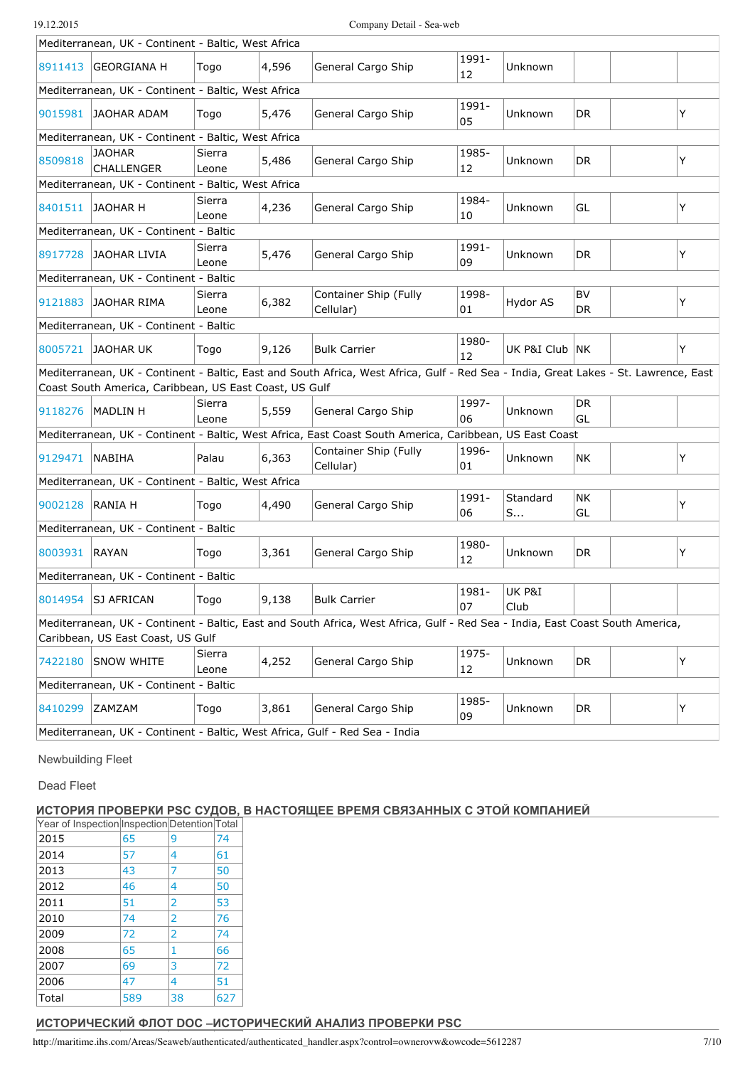| | | | | | | | | | |
|---|---|---|---|---|---|---|---|---|---|
| Mediterranean, UK - Continent - Baltic, West Africa | | | | | | | | | |
| 8911413 | GEORGIANA H | Togo | 4,596 | General Cargo Ship | 1991-12 | Unknown | | | |
| Mediterranean, UK - Continent - Baltic, West Africa | | | | | | | | | |
| 9015981 | JAOHAR ADAM | Togo | 5,476 | General Cargo Ship | 1991-05 | Unknown | DR | | Y |
| Mediterranean, UK - Continent - Baltic, West Africa | | | | | | | | | |
| 8509818 | JAOHAR CHALLENGER | Sierra Leone | 5,486 | General Cargo Ship | 1985-12 | Unknown | DR | | Y |
| Mediterranean, UK - Continent - Baltic, West Africa | | | | | | | | | |
| 8401511 | JAOHAR H | Sierra Leone | 4,236 | General Cargo Ship | 1984-10 | Unknown | GL | | Y |
| Mediterranean, UK - Continent - Baltic | | | | | | | | | |
| 8917728 | JAOHAR LIVIA | Sierra Leone | 5,476 | General Cargo Ship | 1991-09 | Unknown | DR | | Y |
| Mediterranean, UK - Continent - Baltic | | | | | | | | | |
| 9121883 | JAOHAR RIMA | Sierra Leone | 6,382 | Container Ship (Fully Cellular) | 1998-01 | Hydor AS | BV DR | | Y |
| Mediterranean, UK - Continent - Baltic | | | | | | | | | |
| 8005721 | JAOHAR UK | Togo | 9,126 | Bulk Carrier | 1980-12 | UK P&I Club | NK | | Y |
| Mediterranean, UK - Continent - Baltic, East and South Africa, West Africa, Gulf - Red Sea - India, Great Lakes - St. Lawrence, East Coast South America, Caribbean, US East Coast, US Gulf | | | | | | | | | |
| 9118276 | MADLIN H | Sierra Leone | 5,559 | General Cargo Ship | 1997-06 | Unknown | DR GL | | |
| Mediterranean, UK - Continent - Baltic, West Africa, East Coast South America, Caribbean, US East Coast | | | | | | | | | |
| 9129471 | NABIHA | Palau | 6,363 | Container Ship (Fully Cellular) | 1996-01 | Unknown | NK | | Y |
| Mediterranean, UK - Continent - Baltic, West Africa | | | | | | | | | |
| 9002128 | RANIA H | Togo | 4,490 | General Cargo Ship | 1991-06 | Standard S... | NK GL | | Y |
| Mediterranean, UK - Continent - Baltic | | | | | | | | | |
| 8003931 | RAYAN | Togo | 3,361 | General Cargo Ship | 1980-12 | Unknown | DR | | Y |
| Mediterranean, UK - Continent - Baltic | | | | | | | | | |
| 8014954 | SJ AFRICAN | Togo | 9,138 | Bulk Carrier | 1981-07 | UK P&I Club | | | |
| Mediterranean, UK - Continent - Baltic, East and South Africa, West Africa, Gulf - Red Sea - India, East Coast South America, Caribbean, US East Coast, US Gulf | | | | | | | | | |
| 7422180 | SNOW WHITE | Sierra Leone | 4,252 | General Cargo Ship | 1975-12 | Unknown | DR | | Y |
| Mediterranean, UK - Continent - Baltic | | | | | | | | | |
| 8410299 | ZAMZAM | Togo | 3,861 | General Cargo Ship | 1985-09 | Unknown | DR | | Y |
| Mediterranean, UK - Continent - Baltic, West Africa, Gulf - Red Sea - India | | | | | | | | | |

Newbuilding Fleet

Dead Fleet

## ИСТОРИЯ ПРОВЕРКИ PSC СУДОВ, В НАСТОЯЩЕЕ ВРЕМЯ СВЯЗАННЫХ С ЭТОЙ КОМПАНИЕЙ

| Year of Inspection | Inspection | Detention | Total |
|---|---|---|---|
| 2015 | 65 | 9 | 74 |
| 2014 | 57 | 4 | 61 |
| 2013 | 43 | 7 | 50 |
| 2012 | 46 | 4 | 50 |
| 2011 | 51 | 2 | 53 |
| 2010 | 74 | 2 | 76 |
| 2009 | 72 | 2 | 74 |
| 2008 | 65 | 1 | 66 |
| 2007 | 69 | 3 | 72 |
| 2006 | 47 | 4 | 51 |
| Total | 589 | 38 | 627 |

## ИСТОРИЧЕСКИЙ ФЛОТ DOC –ИСТОРИЧЕСКИЙ АНАЛИЗ ПРОВЕРКИ PSC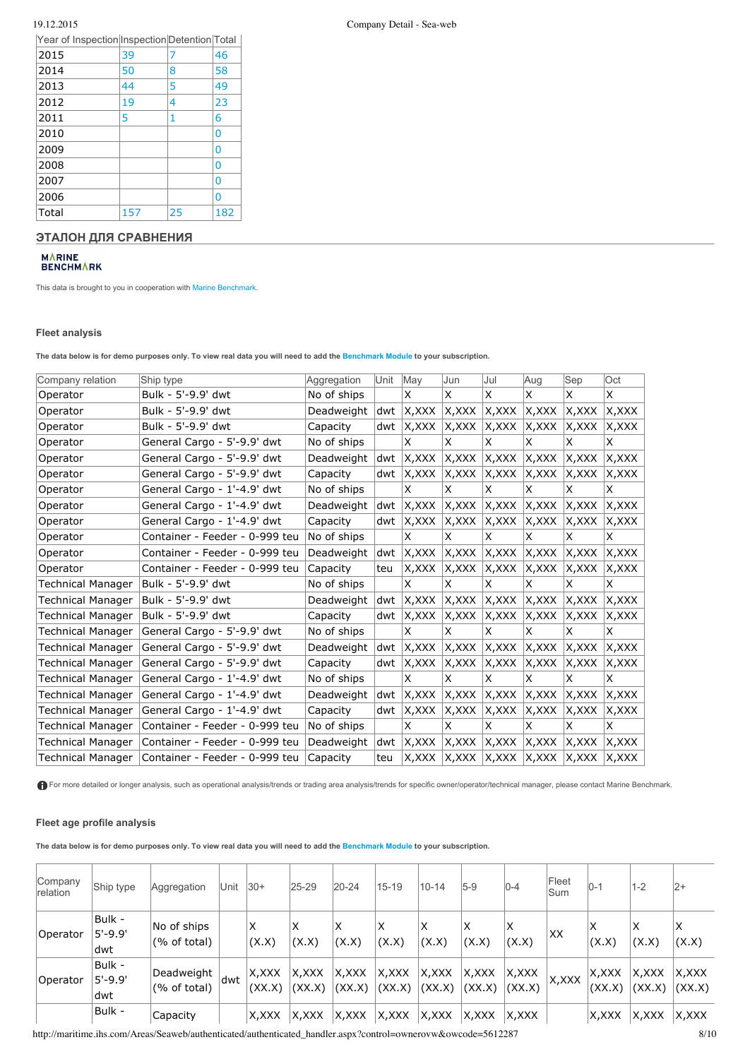| Year of Inspection | Inspection | Detention | Total |
|---|---|---|---|
| 2015 | 39 | 7 | 46 |
| 2014 | 50 | 8 | 58 |
| 2013 | 44 | 5 | 49 |
| 2012 | 19 | 4 | 23 |
| 2011 | 5 | 1 | 6 |
| 2010 | | | 0 |
| 2009 | | | 0 |
| 2008 | | | 0 |
| 2007 | | | 0 |
| 2006 | | | 0 |
| Total | 157 | 25 | 182 |

## ЭТАЛОН ДЛЯ СРАВНЕНИЯ

MARINE BENCHMARK

This data is brought to you in cooperation with Marine Benchmark.

### Fleet analysis

**The data below is for demo purposes only. To view real data you will need to add the Benchmark Module to your subscription.**

| Company relation | Ship type | Aggregation | Unit | May | Jun | Jul | Aug | Sep | Oct |
|---|---|---|---|---|---|---|---|---|---|
| Operator | Bulk - 5'-9.9' dwt | No of ships | | X | X | X | X | X | X |
| Operator | Bulk - 5'-9.9' dwt | Deadweight | dwt | X,XXX | X,XXX | X,XXX | X,XXX | X,XXX | X,XXX |
| Operator | Bulk - 5'-9.9' dwt | Capacity | dwt | X,XXX | X,XXX | X,XXX | X,XXX | X,XXX | X,XXX |
| Operator | General Cargo - 5'-9.9' dwt | No of ships | | X | X | X | X | X | X |
| Operator | General Cargo - 5'-9.9' dwt | Deadweight | dwt | X,XXX | X,XXX | X,XXX | X,XXX | X,XXX | X,XXX |
| Operator | General Cargo - 5'-9.9' dwt | Capacity | dwt | X,XXX | X,XXX | X,XXX | X,XXX | X,XXX | X,XXX |
| Operator | General Cargo - 1'-4.9' dwt | No of ships | | X | X | X | X | X | X |
| Operator | General Cargo - 1'-4.9' dwt | Deadweight | dwt | X,XXX | X,XXX | X,XXX | X,XXX | X,XXX | X,XXX |
| Operator | General Cargo - 1'-4.9' dwt | Capacity | dwt | X,XXX | X,XXX | X,XXX | X,XXX | X,XXX | X,XXX |
| Operator | Container - Feeder - 0-999 teu | No of ships | | X | X | X | X | X | X |
| Operator | Container - Feeder - 0-999 teu | Deadweight | dwt | X,XXX | X,XXX | X,XXX | X,XXX | X,XXX | X,XXX |
| Operator | Container - Feeder - 0-999 teu | Capacity | teu | X,XXX | X,XXX | X,XXX | X,XXX | X,XXX | X,XXX |
| Technical Manager | Bulk - 5'-9.9' dwt | No of ships | | X | X | X | X | X | X |
| Technical Manager | Bulk - 5'-9.9' dwt | Deadweight | dwt | X,XXX | X,XXX | X,XXX | X,XXX | X,XXX | X,XXX |
| Technical Manager | Bulk - 5'-9.9' dwt | Capacity | dwt | X,XXX | X,XXX | X,XXX | X,XXX | X,XXX | X,XXX |
| Technical Manager | General Cargo - 5'-9.9' dwt | No of ships | | X | X | X | X | X | X |
| Technical Manager | General Cargo - 5'-9.9' dwt | Deadweight | dwt | X,XXX | X,XXX | X,XXX | X,XXX | X,XXX | X,XXX |
| Technical Manager | General Cargo - 5'-9.9' dwt | Capacity | dwt | X,XXX | X,XXX | X,XXX | X,XXX | X,XXX | X,XXX |
| Technical Manager | General Cargo - 1'-4.9' dwt | No of ships | | X | X | X | X | X | X |
| Technical Manager | General Cargo - 1'-4.9' dwt | Deadweight | dwt | X,XXX | X,XXX | X,XXX | X,XXX | X,XXX | X,XXX |
| Technical Manager | General Cargo - 1'-4.9' dwt | Capacity | dwt | X,XXX | X,XXX | X,XXX | X,XXX | X,XXX | X,XXX |
| Technical Manager | Container - Feeder - 0-999 teu | No of ships | | X | X | X | X | X | X |
| Technical Manager | Container - Feeder - 0-999 teu | Deadweight | dwt | X,XXX | X,XXX | X,XXX | X,XXX | X,XXX | X,XXX |
| Technical Manager | Container - Feeder - 0-999 teu | Capacity | teu | X,XXX | X,XXX | X,XXX | X,XXX | X,XXX | X,XXX |

For more detailed or longer analysis, such as operational analysis/trends or trading area analysis/trends for specific owner/operator/technical manager, please contact Marine Benchmark.

### Fleet age profile analysis

**The data below is for demo purposes only. To view real data you will need to add the Benchmark Module to your subscription.**

| Company relation | Ship type | Aggregation | Unit | 30+ | 25-29 | 20-24 | 15-19 | 10-14 | 5-9 | 0-4 | Fleet Sum | 0-1 | 1-2 | 2+ |
|---|---|---|---|---|---|---|---|---|---|---|---|---|---|---|
| Operator | Bulk - 5'-9.9' dwt | No of ships (% of total) | | X (X.X) | X (X.X) | X (X.X) | X (X.X) | X (X.X) | X (X.X) | X (X.X) | XX | X (X.X) | X (X.X) | X (X.X) |
| Operator | Bulk - 5'-9.9' dwt | Deadweight (% of total) | dwt | X,XXX (XX.X) | X,XXX (XX.X) | X,XXX (XX.X) | X,XXX (XX.X) | X,XXX (XX.X) | X,XXX (XX.X) | X,XXX (XX.X) | X,XXX | X,XXX (XX.X) | X,XXX (XX.X) | X,XXX (XX.X) |
| | Bulk - | Capacity | | X,XXX | X,XXX | X,XXX | X,XXX | X,XXX | X,XXX | X,XXX | | X,XXX | X,XXX | X,XXX |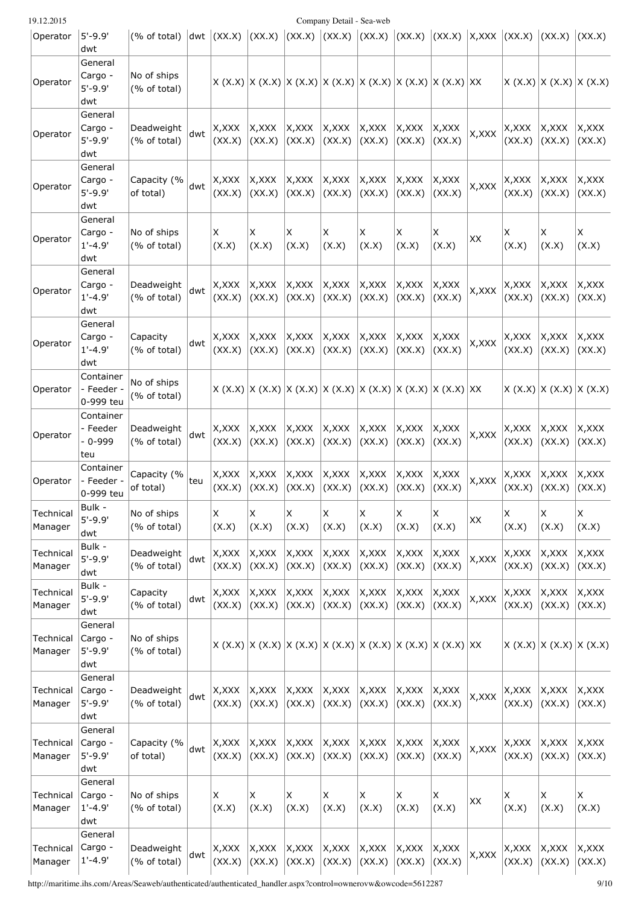| Operator | 5'-9.9' dwt | (% of total) | dwt | (XX.X) | (XX.X) | (XX.X) | (XX.X) | (XX.X) | (XX.X) | (XX.X) | X,XXX | (XX.X) | (XX.X) | (XX.X) |
|---|---|---|---|---|---|---|---|---|---|---|---|---|---|---|
| Operator | General Cargo - 5'-9.9' dwt | No of ships (% of total) | | X (X.X) | X (X.X) | X (X.X) | X (X.X) | X (X.X) | X (X.X) | X (X.X) | XX | X (X.X) | X (X.X) | X (X.X) |
| Operator | General Cargo - 5'-9.9' dwt | Deadweight (% of total) | dwt | X,XXX (XX.X) | X,XXX (XX.X) | X,XXX (XX.X) | X,XXX (XX.X) | X,XXX (XX.X) | X,XXX (XX.X) | X,XXX (XX.X) | X,XXX | X,XXX (XX.X) | X,XXX (XX.X) | X,XXX (XX.X) |
| Operator | General Cargo - 5'-9.9' dwt | Capacity (% of total) | dwt | X,XXX (XX.X) | X,XXX (XX.X) | X,XXX (XX.X) | X,XXX (XX.X) | X,XXX (XX.X) | X,XXX (XX.X) | X,XXX (XX.X) | X,XXX | X,XXX (XX.X) | X,XXX (XX.X) | X,XXX (XX.X) |
| Operator | General Cargo - 1'-4.9' dwt | No of ships (% of total) | | X (X.X) | X (X.X) | X (X.X) | X (X.X) | X (X.X) | X (X.X) | X (X.X) | XX | X (X.X) | X (X.X) | X (X.X) |
| Operator | General Cargo - 1'-4.9' dwt | Deadweight (% of total) | dwt | X,XXX (XX.X) | X,XXX (XX.X) | X,XXX (XX.X) | X,XXX (XX.X) | X,XXX (XX.X) | X,XXX (XX.X) | X,XXX (XX.X) | X,XXX | X,XXX (XX.X) | X,XXX (XX.X) | X,XXX (XX.X) |
| Operator | General Cargo - 1'-4.9' dwt | Capacity (% of total) | dwt | X,XXX (XX.X) | X,XXX (XX.X) | X,XXX (XX.X) | X,XXX (XX.X) | X,XXX (XX.X) | X,XXX (XX.X) | X,XXX (XX.X) | X,XXX | X,XXX (XX.X) | X,XXX (XX.X) | X,XXX (XX.X) |
| Operator | Container - Feeder - 0-999 teu | No of ships (% of total) | | X (X.X) | X (X.X) | X (X.X) | X (X.X) | X (X.X) | X (X.X) | X (X.X) | XX | X (X.X) | X (X.X) | X (X.X) |
| Operator | Container - Feeder - 0-999 teu | Deadweight (% of total) | dwt | X,XXX (XX.X) | X,XXX (XX.X) | X,XXX (XX.X) | X,XXX (XX.X) | X,XXX (XX.X) | X,XXX (XX.X) | X,XXX (XX.X) | X,XXX | X,XXX (XX.X) | X,XXX (XX.X) | X,XXX (XX.X) |
| Operator | Container - Feeder - 0-999 teu | Capacity (% of total) | teu | X,XXX (XX.X) | X,XXX (XX.X) | X,XXX (XX.X) | X,XXX (XX.X) | X,XXX (XX.X) | X,XXX (XX.X) | X,XXX (XX.X) | X,XXX | X,XXX (XX.X) | X,XXX (XX.X) | X,XXX (XX.X) |
| Technical Manager | Bulk - 5'-9.9' dwt | No of ships (% of total) | | X (X.X) | X (X.X) | X (X.X) | X (X.X) | X (X.X) | X (X.X) | X (X.X) | XX | X (X.X) | X (X.X) | X (X.X) |
| Technical Manager | Bulk - 5'-9.9' dwt | Deadweight (% of total) | dwt | X,XXX (XX.X) | X,XXX (XX.X) | X,XXX (XX.X) | X,XXX (XX.X) | X,XXX (XX.X) | X,XXX (XX.X) | X,XXX (XX.X) | X,XXX | X,XXX (XX.X) | X,XXX (XX.X) | X,XXX (XX.X) |
| Technical Manager | Bulk - 5'-9.9' dwt | Capacity (% of total) | dwt | X,XXX (XX.X) | X,XXX (XX.X) | X,XXX (XX.X) | X,XXX (XX.X) | X,XXX (XX.X) | X,XXX (XX.X) | X,XXX (XX.X) | X,XXX | X,XXX (XX.X) | X,XXX (XX.X) | X,XXX (XX.X) |
| Technical Manager | General Cargo - 5'-9.9' dwt | No of ships (% of total) | | X (X.X) | X (X.X) | X (X.X) | X (X.X) | X (X.X) | X (X.X) | X (X.X) | XX | X (X.X) | X (X.X) | X (X.X) |
| Technical Manager | General Cargo - 5'-9.9' dwt | Deadweight (% of total) | dwt | X,XXX (XX.X) | X,XXX (XX.X) | X,XXX (XX.X) | X,XXX (XX.X) | X,XXX (XX.X) | X,XXX (XX.X) | X,XXX (XX.X) | X,XXX | X,XXX (XX.X) | X,XXX (XX.X) | X,XXX (XX.X) |
| Technical Manager | General Cargo - 5'-9.9' dwt | Capacity (% of total) | dwt | X,XXX (XX.X) | X,XXX (XX.X) | X,XXX (XX.X) | X,XXX (XX.X) | X,XXX (XX.X) | X,XXX (XX.X) | X,XXX (XX.X) | X,XXX | X,XXX (XX.X) | X,XXX (XX.X) | X,XXX (XX.X) |
| Technical Manager | General Cargo - 1'-4.9' dwt | No of ships (% of total) | | X (X.X) | X (X.X) | X (X.X) | X (X.X) | X (X.X) | X (X.X) | X (X.X) | XX | X (X.X) | X (X.X) | X (X.X) |
| Technical Manager | General Cargo - 1'-4.9' | Deadweight (% of total) | dwt | X,XXX (XX.X) | X,XXX (XX.X) | X,XXX (XX.X) | X,XXX (XX.X) | X,XXX (XX.X) | X,XXX (XX.X) | X,XXX (XX.X) | X,XXX | X,XXX (XX.X) | X,XXX (XX.X) | X,XXX (XX.X) |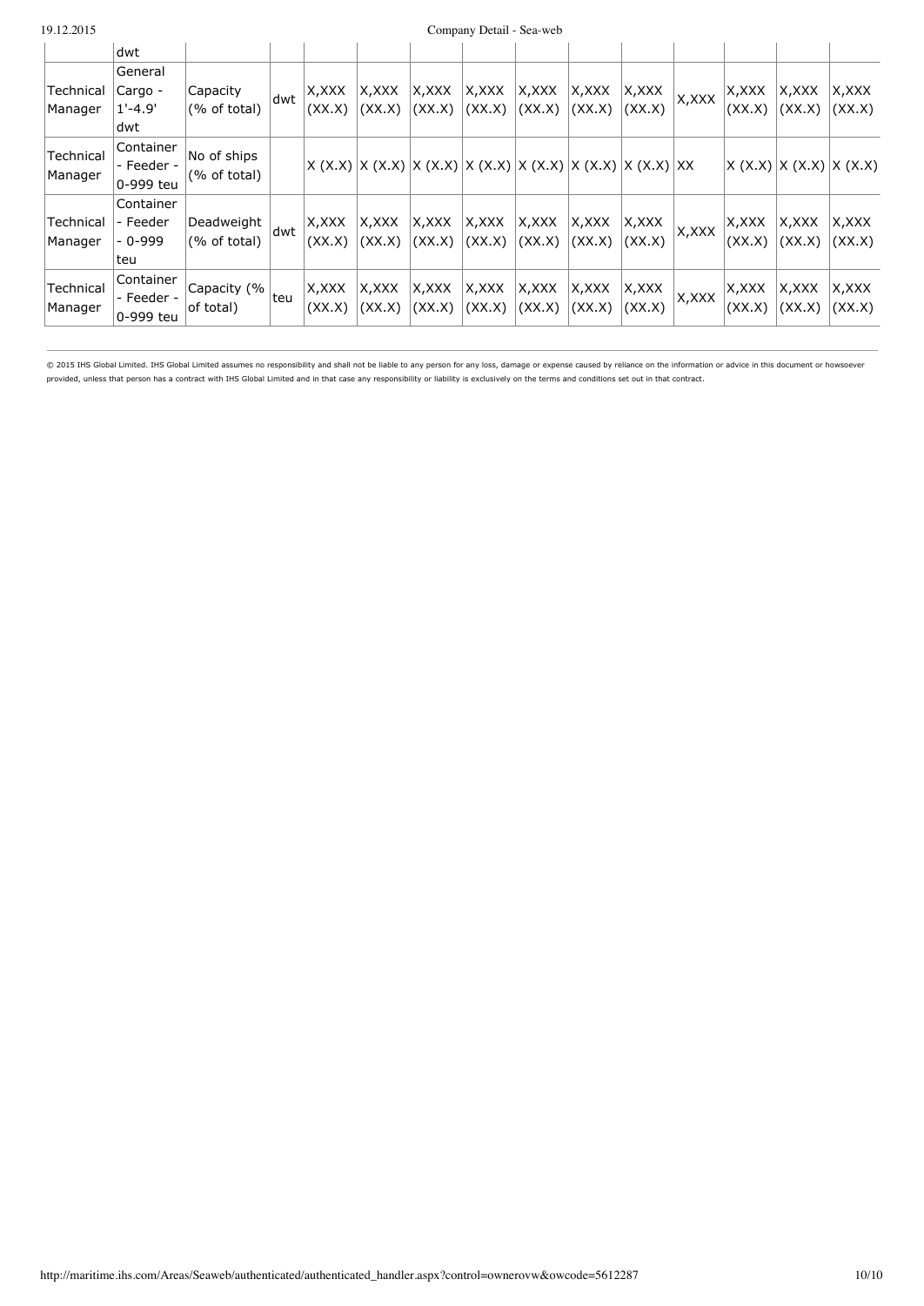| | | | | | | | | | | | | | | |
|---|---|---|---|---|---|---|---|---|---|---|---|---|---|---|
| | dwt | | | | | | | | | | | | | |
| Technical Manager | General Cargo - 1'-4.9' dwt | Capacity (% of total) | dwt | X,XXX (XX.X) | X,XXX (XX.X) | X,XXX (XX.X) | X,XXX (XX.X) | X,XXX (XX.X) | X,XXX (XX.X) | X,XXX (XX.X) | X,XXX | X,XXX (XX.X) | X,XXX (XX.X) | X,XXX (XX.X) |
| Technical Manager | Container - Feeder - 0-999 teu | No of ships (% of total) | | X (X.X) | X (X.X) | X (X.X) | X (X.X) | X (X.X) | X (X.X) | X (X.X) | XX | X (X.X) | X (X.X) | X (X.X) |
| Technical Manager | Container - Feeder - 0-999 teu | Deadweight (% of total) | dwt | X,XXX (XX.X) | X,XXX (XX.X) | X,XXX (XX.X) | X,XXX (XX.X) | X,XXX (XX.X) | X,XXX (XX.X) | X,XXX (XX.X) | X,XXX | X,XXX (XX.X) | X,XXX (XX.X) | X,XXX (XX.X) |
| Technical Manager | Container - Feeder - 0-999 teu | Capacity (% of total) | teu | X,XXX (XX.X) | X,XXX (XX.X) | X,XXX (XX.X) | X,XXX (XX.X) | X,XXX (XX.X) | X,XXX (XX.X) | X,XXX (XX.X) | X,XXX | X,XXX (XX.X) | X,XXX (XX.X) | X,XXX (XX.X) |

© 2015 IHS Global Limited. IHS Global Limited assumes no responsibility and shall not be liable to any person for any loss, damage or expense caused by reliance on the information or advice in this document or howsoever provided, unless that person has a contract with IHS Global Limited and in that case any responsibility or liability is exclusively on the terms and conditions set out in that contract.